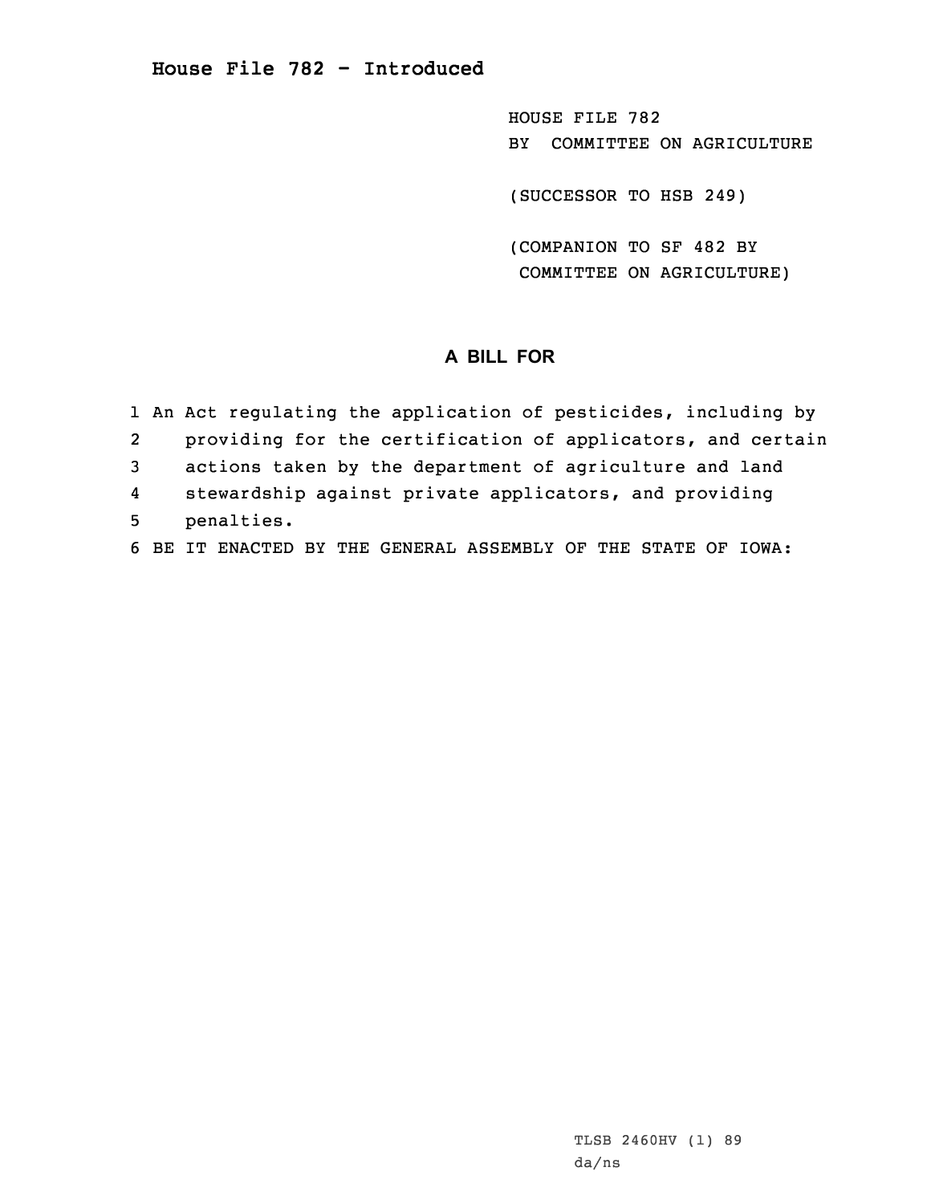# House File 782 - Introduced

HOUSE FILE 782
BY COMMITTEE ON AGRICULTURE

(SUCCESSOR TO HSB 249)

(COMPANION TO SF 482 BY COMMITTEE ON AGRICULTURE)

## A BILL FOR

1 An Act regulating the application of pesticides, including by
2 providing for the certification of applicators, and certain
3 actions taken by the department of agriculture and land
4 stewardship against private applicators, and providing
5 penalties.
6 BE IT ENACTED BY THE GENERAL ASSEMBLY OF THE STATE OF IOWA:

TLSB 2460HV (1) 89
da/ns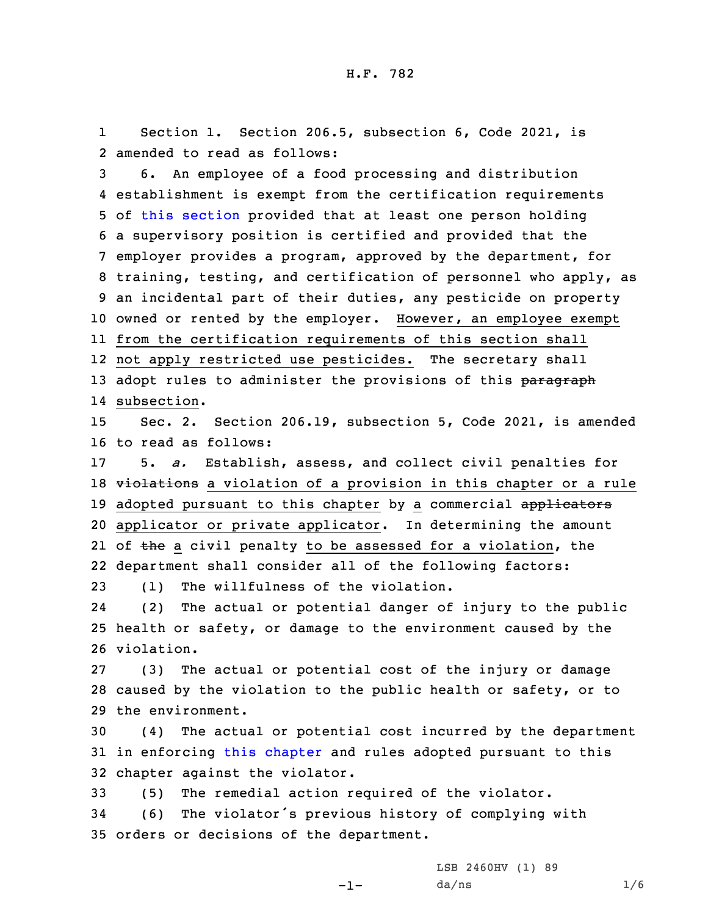H.F. 782

Section 1. Section 206.5, subsection 6, Code 2021, is amended to read as follows:

6. An employee of a food processing and distribution establishment is exempt from the certification requirements of this section provided that at least one person holding a supervisory position is certified and provided that the employer provides a program, approved by the department, for training, testing, and certification of personnel who apply, as an incidental part of their duties, any pesticide on property owned or rented by the employer. However, an employee exempt from the certification requirements of this section shall not apply restricted use pesticides. The secretary shall adopt rules to administer the provisions of this ~~paragraph~~ subsection.

Sec. 2. Section 206.19, subsection 5, Code 2021, is amended to read as follows:

5. *a.* Establish, assess, and collect civil penalties for ~~violations~~ a violation of a provision in this chapter or a rule adopted pursuant to this chapter by a commercial ~~applicators~~ applicator or private applicator. In determining the amount of ~~the~~ a civil penalty to be assessed for a violation, the department shall consider all of the following factors:

(1) The willfulness of the violation.

(2) The actual or potential danger of injury to the public health or safety, or damage to the environment caused by the violation.

(3) The actual or potential cost of the injury or damage caused by the violation to the public health or safety, or to the environment.

(4) The actual or potential cost incurred by the department in enforcing this chapter and rules adopted pursuant to this chapter against the violator.

(5) The remedial action required of the violator.

(6) The violator's previous history of complying with orders or decisions of the department.

LSB 2460HV (1) 89
da/ns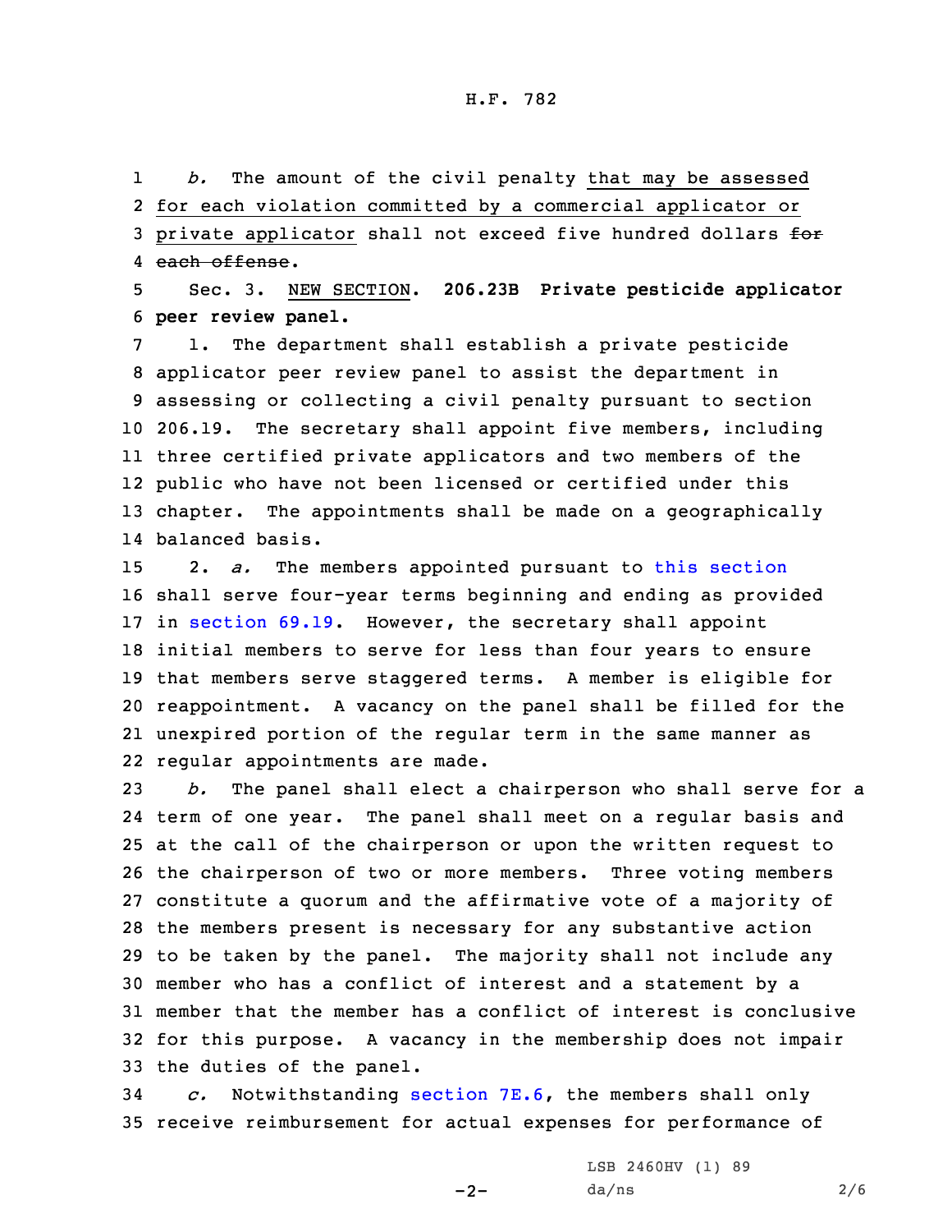*b.* The amount of the civil penalty that may be assessed for each violation committed by a commercial applicator or private applicator shall not exceed five hundred dollars ~~for each offense~~.

Sec. 3. NEW SECTION. **206.23B Private pesticide applicator peer review panel.**

1. The department shall establish a private pesticide applicator peer review panel to assist the department in assessing or collecting a civil penalty pursuant to section 206.19. The secretary shall appoint five members, including three certified private applicators and two members of the public who have not been licensed or certified under this chapter. The appointments shall be made on a geographically balanced basis.

2. *a.* The members appointed pursuant to this section shall serve four-year terms beginning and ending as provided in section 69.19. However, the secretary shall appoint initial members to serve for less than four years to ensure that members serve staggered terms. A member is eligible for reappointment. A vacancy on the panel shall be filled for the unexpired portion of the regular term in the same manner as regular appointments are made.

*b.* The panel shall elect a chairperson who shall serve for a term of one year. The panel shall meet on a regular basis and at the call of the chairperson or upon the written request to the chairperson of two or more members. Three voting members constitute a quorum and the affirmative vote of a majority of the members present is necessary for any substantive action to be taken by the panel. The majority shall not include any member who has a conflict of interest and a statement by a member that the member has a conflict of interest is conclusive for this purpose. A vacancy in the membership does not impair the duties of the panel.

*c.* Notwithstanding section 7E.6, the members shall only receive reimbursement for actual expenses for performance of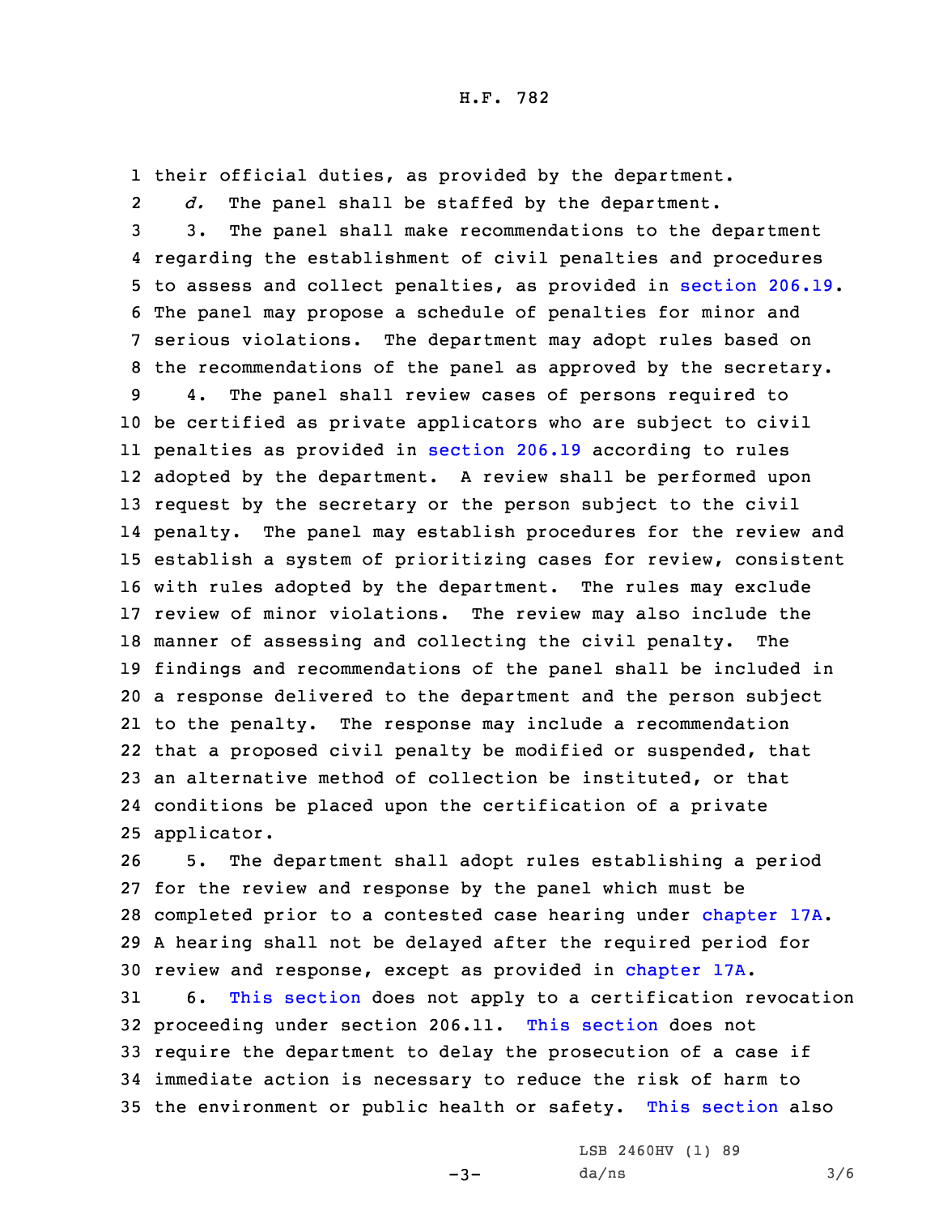their official duties, as provided by the department.

*d.* The panel shall be staffed by the department.

3. The panel shall make recommendations to the department regarding the establishment of civil penalties and procedures to assess and collect penalties, as provided in section 206.19. The panel may propose a schedule of penalties for minor and serious violations. The department may adopt rules based on the recommendations of the panel as approved by the secretary.

4. The panel shall review cases of persons required to be certified as private applicators who are subject to civil penalties as provided in section 206.19 according to rules adopted by the department. A review shall be performed upon request by the secretary or the person subject to the civil penalty. The panel may establish procedures for the review and establish a system of prioritizing cases for review, consistent with rules adopted by the department. The rules may exclude review of minor violations. The review may also include the manner of assessing and collecting the civil penalty. The findings and recommendations of the panel shall be included in a response delivered to the department and the person subject to the penalty. The response may include a recommendation that a proposed civil penalty be modified or suspended, that an alternative method of collection be instituted, or that conditions be placed upon the certification of a private applicator.

5. The department shall adopt rules establishing a period for the review and response by the panel which must be completed prior to a contested case hearing under chapter 17A. A hearing shall not be delayed after the required period for review and response, except as provided in chapter 17A.

6. This section does not apply to a certification revocation proceeding under section 206.11. This section does not require the department to delay the prosecution of a case if immediate action is necessary to reduce the risk of harm to the environment or public health or safety. This section also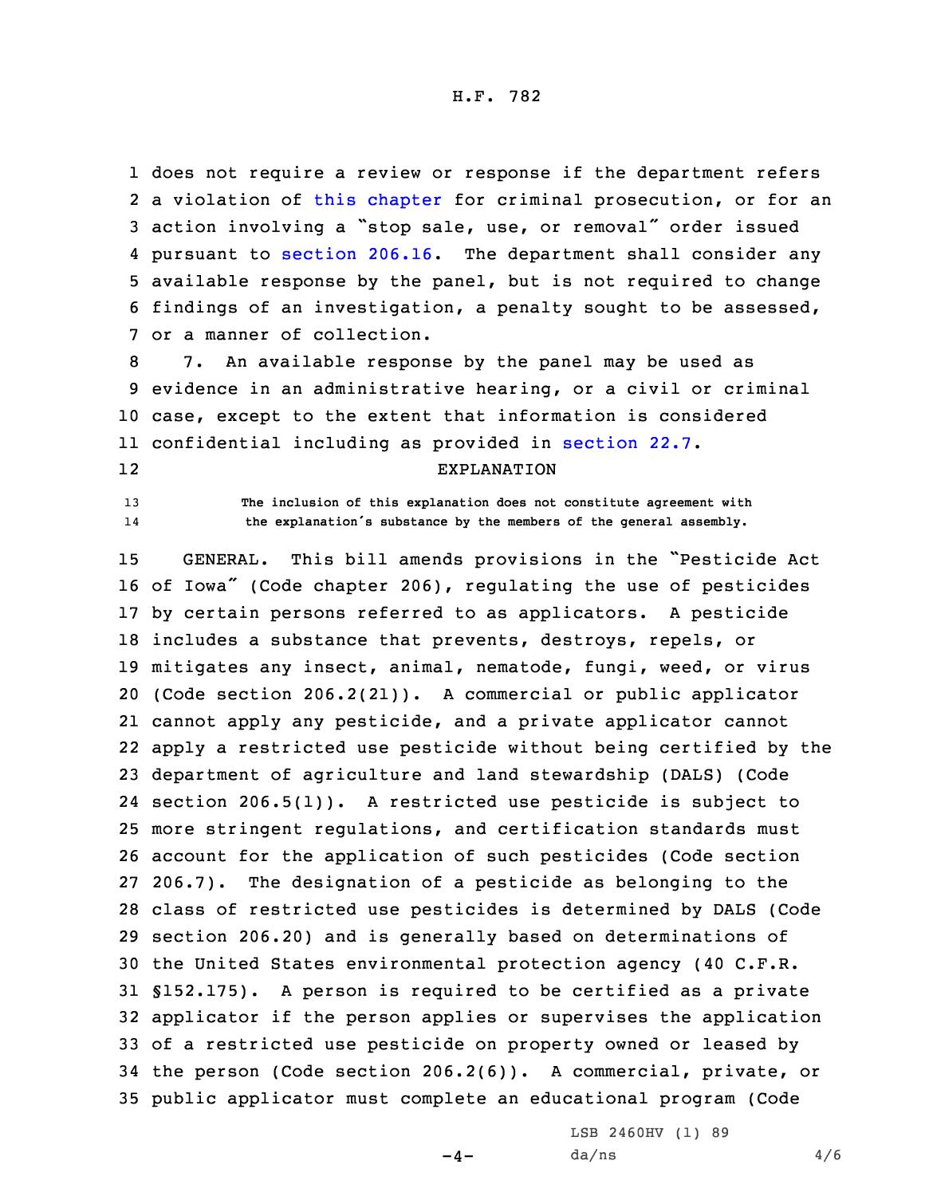does not require a review or response if the department refers a violation of this chapter for criminal prosecution, or for an action involving a "stop sale, use, or removal" order issued pursuant to section 206.16. The department shall consider any available response by the panel, but is not required to change findings of an investigation, a penalty sought to be assessed, or a manner of collection.

7. An available response by the panel may be used as evidence in an administrative hearing, or a civil or criminal case, except to the extent that information is considered confidential including as provided in section 22.7.

EXPLANATION

The inclusion of this explanation does not constitute agreement with the explanation's substance by the members of the general assembly.

GENERAL. This bill amends provisions in the "Pesticide Act of Iowa" (Code chapter 206), regulating the use of pesticides by certain persons referred to as applicators. A pesticide includes a substance that prevents, destroys, repels, or mitigates any insect, animal, nematode, fungi, weed, or virus (Code section 206.2(21)). A commercial or public applicator cannot apply any pesticide, and a private applicator cannot apply a restricted use pesticide without being certified by the department of agriculture and land stewardship (DALS) (Code section 206.5(1)). A restricted use pesticide is subject to more stringent regulations, and certification standards must account for the application of such pesticides (Code section 206.7). The designation of a pesticide as belonging to the class of restricted use pesticides is determined by DALS (Code section 206.20) and is generally based on determinations of the United States environmental protection agency (40 C.F.R. §152.175). A person is required to be certified as a private applicator if the person applies or supervises the application of a restricted use pesticide on property owned or leased by the person (Code section 206.2(6)). A commercial, private, or public applicator must complete an educational program (Code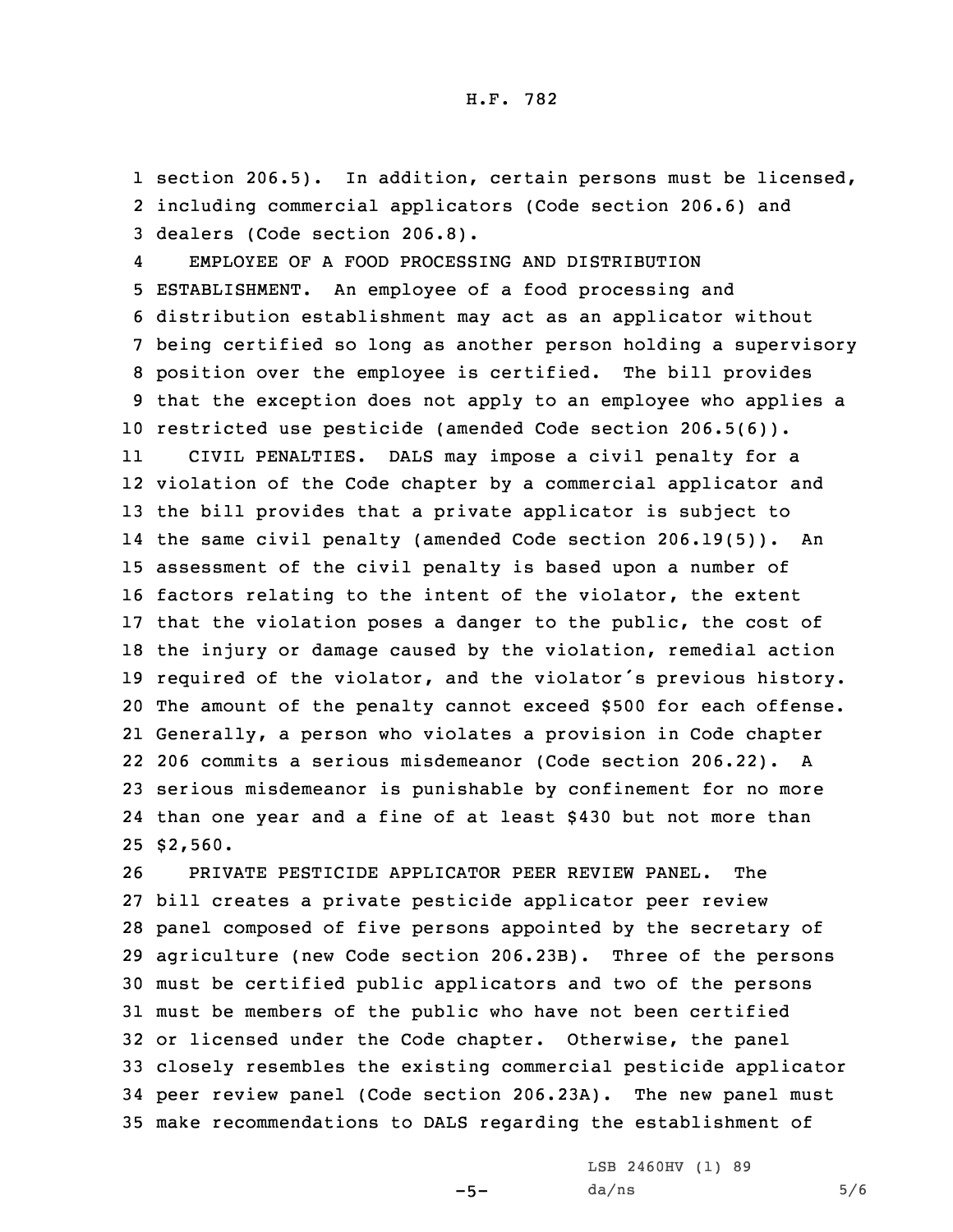section 206.5). In addition, certain persons must be licensed, including commercial applicators (Code section 206.6) and dealers (Code section 206.8).

EMPLOYEE OF A FOOD PROCESSING AND DISTRIBUTION ESTABLISHMENT. An employee of a food processing and distribution establishment may act as an applicator without being certified so long as another person holding a supervisory position over the employee is certified. The bill provides that the exception does not apply to an employee who applies a restricted use pesticide (amended Code section 206.5(6)).

CIVIL PENALTIES. DALS may impose a civil penalty for a violation of the Code chapter by a commercial applicator and the bill provides that a private applicator is subject to the same civil penalty (amended Code section 206.19(5)). An assessment of the civil penalty is based upon a number of factors relating to the intent of the violator, the extent that the violation poses a danger to the public, the cost of the injury or damage caused by the violation, remedial action required of the violator, and the violator's previous history. The amount of the penalty cannot exceed $500 for each offense. Generally, a person who violates a provision in Code chapter 206 commits a serious misdemeanor (Code section 206.22). A serious misdemeanor is punishable by confinement for no more than one year and a fine of at least $430 but not more than $2,560.

PRIVATE PESTICIDE APPLICATOR PEER REVIEW PANEL. The bill creates a private pesticide applicator peer review panel composed of five persons appointed by the secretary of agriculture (new Code section 206.23B). Three of the persons must be certified public applicators and two of the persons must be members of the public who have not been certified or licensed under the Code chapter. Otherwise, the panel closely resembles the existing commercial pesticide applicator peer review panel (Code section 206.23A). The new panel must make recommendations to DALS regarding the establishment of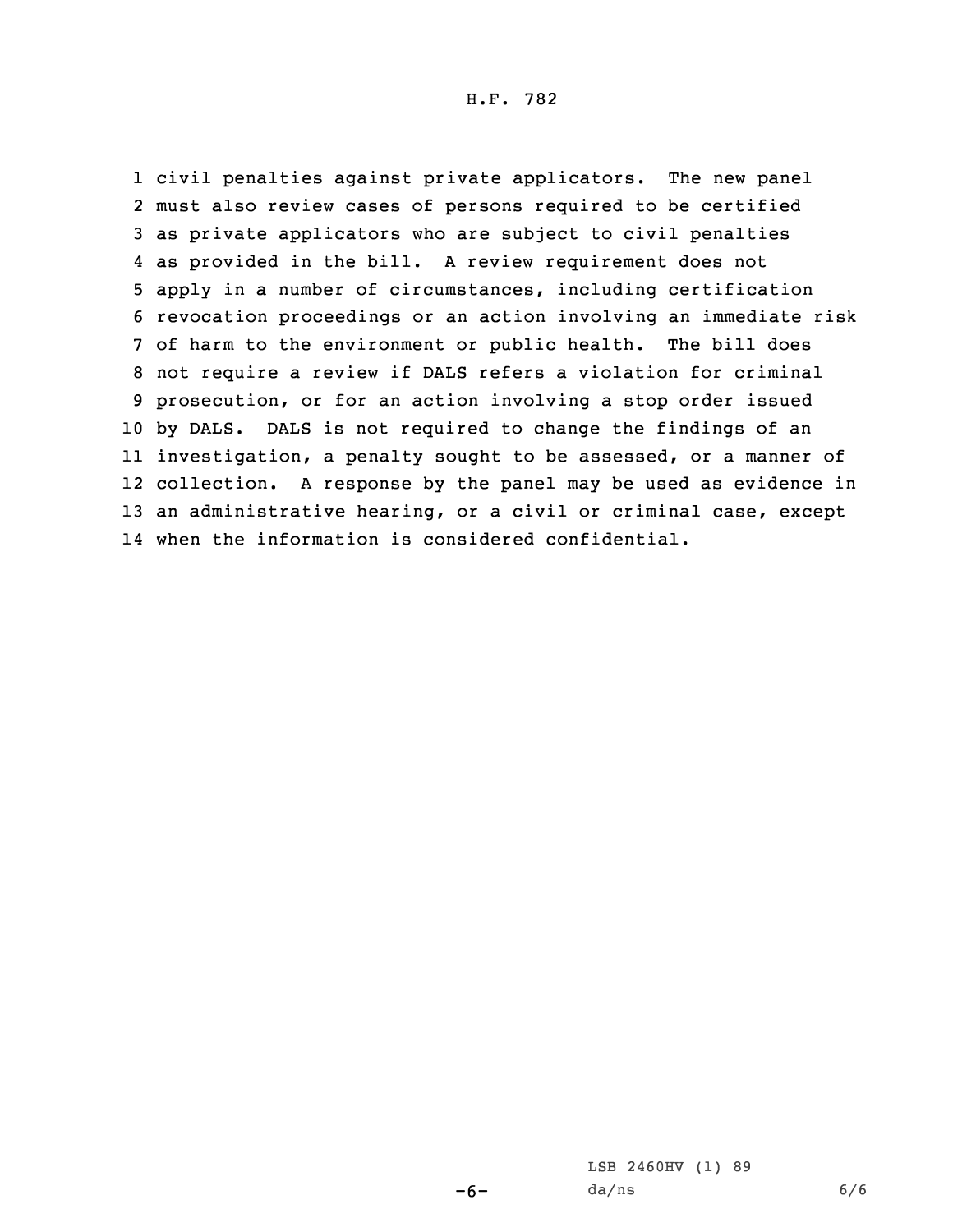civil penalties against private applicators. The new panel must also review cases of persons required to be certified as private applicators who are subject to civil penalties as provided in the bill. A review requirement does not apply in a number of circumstances, including certification revocation proceedings or an action involving an immediate risk of harm to the environment or public health. The bill does not require a review if DALS refers a violation for criminal prosecution, or for an action involving a stop order issued by DALS. DALS is not required to change the findings of an investigation, a penalty sought to be assessed, or a manner of collection. A response by the panel may be used as evidence in an administrative hearing, or a civil or criminal case, except when the information is considered confidential.